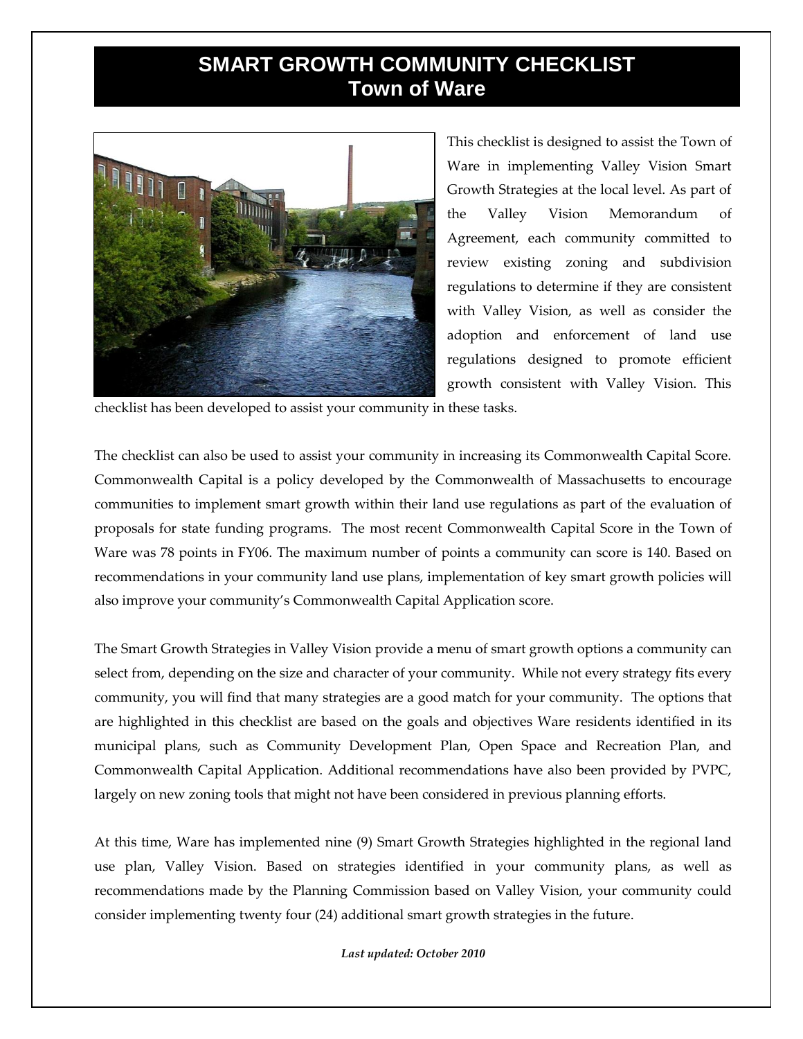# SMART GROWTH COMMUNITY CHECKLIST
## Town of Ware

This checklist is designed to assist the Town of Ware in implementing Valley Vision Smart Growth Strategies at the local level. As part of the Valley Vision Memorandum of Agreement, each community committed to review existing zoning and subdivision regulations to determine if they are consistent with Valley Vision, as well as consider the adoption and enforcement of land use regulations designed to promote efficient growth consistent with Valley Vision. This checklist has been developed to assist your community in these tasks.

The checklist can also be used to assist your community in increasing its Commonwealth Capital Score. Commonwealth Capital is a policy developed by the Commonwealth of Massachusetts to encourage communities to implement smart growth within their land use regulations as part of the evaluation of proposals for state funding programs. The most recent Commonwealth Capital Score in the Town of Ware was 78 points in FY06. The maximum number of points a community can score is 140. Based on recommendations in your community land use plans, implementation of key smart growth policies will also improve your community's Commonwealth Capital Application score.

The Smart Growth Strategies in Valley Vision provide a menu of smart growth options a community can select from, depending on the size and character of your community. While not every strategy fits every community, you will find that many strategies are a good match for your community. The options that are highlighted in this checklist are based on the goals and objectives Ware residents identified in its municipal plans, such as Community Development Plan, Open Space and Recreation Plan, and Commonwealth Capital Application. Additional recommendations have also been provided by PVPC, largely on new zoning tools that might not have been considered in previous planning efforts.

At this time, Ware has implemented nine (9) Smart Growth Strategies highlighted in the regional land use plan, Valley Vision. Based on strategies identified in your community plans, as well as recommendations made by the Planning Commission based on Valley Vision, your community could consider implementing twenty four (24) additional smart growth strategies in the future.

***Last updated: October 2010***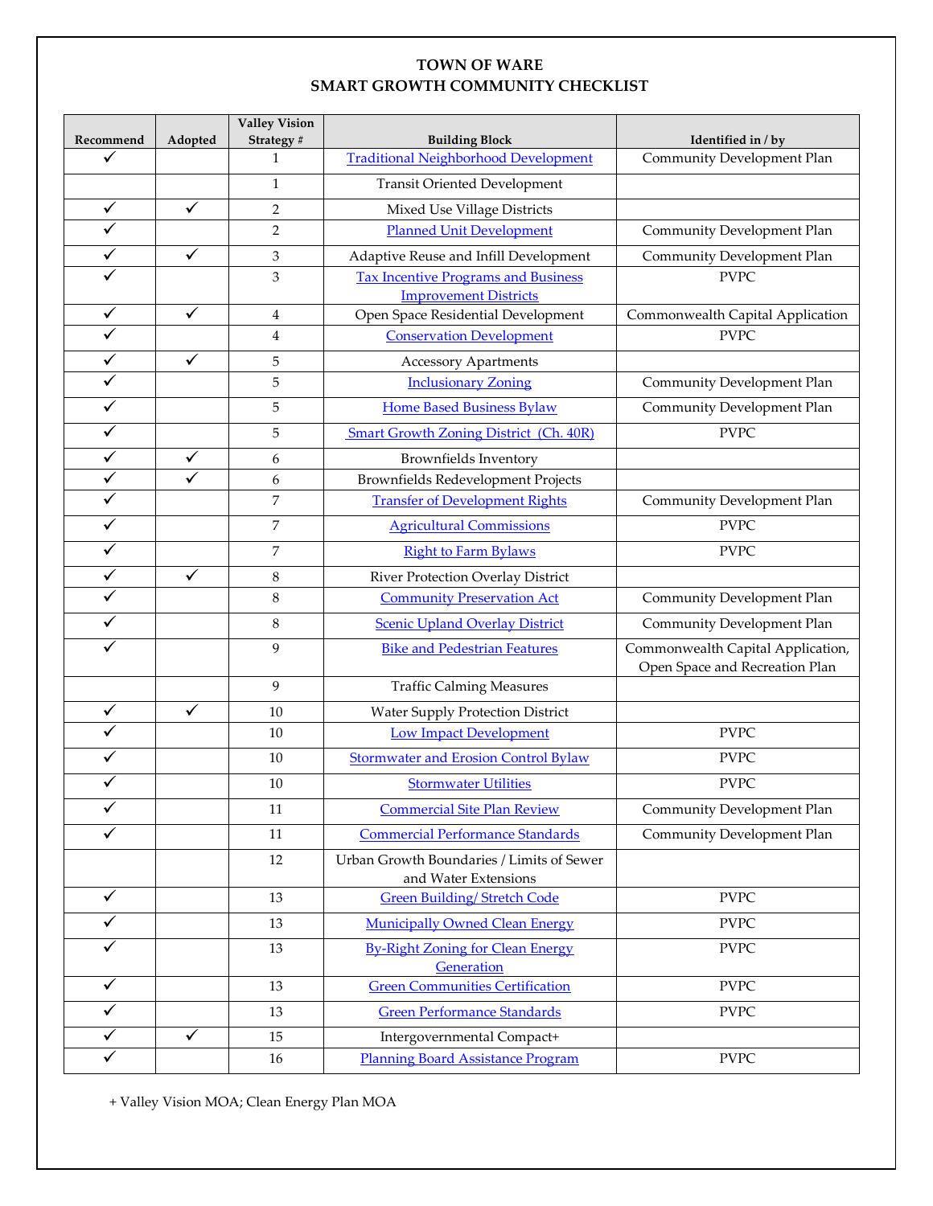# TOWN OF WARE
## SMART GROWTH COMMUNITY CHECKLIST

| Recommend | Adopted | Valley Vision Strategy # | Building Block | Identified in / by |
|---|---|---|---|---|
| ✓ | | 1 | Traditional Neighborhood Development | Community Development Plan |
| | | 1 | Transit Oriented Development | |
| ✓ | ✓ | 2 | Mixed Use Village Districts | |
| ✓ | | 2 | Planned Unit Development | Community Development Plan |
| ✓ | ✓ | 3 | Adaptive Reuse and Infill Development | Community Development Plan |
| ✓ | | 3 | Tax Incentive Programs and Business Improvement Districts | PVPC |
| ✓ | ✓ | 4 | Open Space Residential Development | Commonwealth Capital Application |
| ✓ | | 4 | Conservation Development | PVPC |
| ✓ | ✓ | 5 | Accessory Apartments | |
| ✓ | | 5 | Inclusionary Zoning | Community Development Plan |
| ✓ | | 5 | Home Based Business Bylaw | Community Development Plan |
| ✓ | | 5 | Smart Growth Zoning District (Ch. 40R) | PVPC |
| ✓ | ✓ | 6 | Brownfields Inventory | |
| ✓ | ✓ | 6 | Brownfields Redevelopment Projects | |
| ✓ | | 7 | Transfer of Development Rights | Community Development Plan |
| ✓ | | 7 | Agricultural Commissions | PVPC |
| ✓ | | 7 | Right to Farm Bylaws | PVPC |
| ✓ | ✓ | 8 | River Protection Overlay District | |
| ✓ | | 8 | Community Preservation Act | Community Development Plan |
| ✓ | | 8 | Scenic Upland Overlay District | Community Development Plan |
| ✓ | | 9 | Bike and Pedestrian Features | Commonwealth Capital Application, Open Space and Recreation Plan |
| | | 9 | Traffic Calming Measures | |
| ✓ | ✓ | 10 | Water Supply Protection District | |
| ✓ | | 10 | Low Impact Development | PVPC |
| ✓ | | 10 | Stormwater and Erosion Control Bylaw | PVPC |
| ✓ | | 10 | Stormwater Utilities | PVPC |
| ✓ | | 11 | Commercial Site Plan Review | Community Development Plan |
| ✓ | | 11 | Commercial Performance Standards | Community Development Plan |
| | | 12 | Urban Growth Boundaries / Limits of Sewer and Water Extensions | |
| ✓ | | 13 | Green Building/ Stretch Code | PVPC |
| ✓ | | 13 | Municipally Owned Clean Energy | PVPC |
| ✓ | | 13 | By-Right Zoning for Clean Energy Generation | PVPC |
| ✓ | | 13 | Green Communities Certification | PVPC |
| ✓ | | 13 | Green Performance Standards | PVPC |
| ✓ | ✓ | 15 | Intergovernmental Compact+ | |
| ✓ | | 16 | Planning Board Assistance Program | PVPC |

+ Valley Vision MOA; Clean Energy Plan MOA